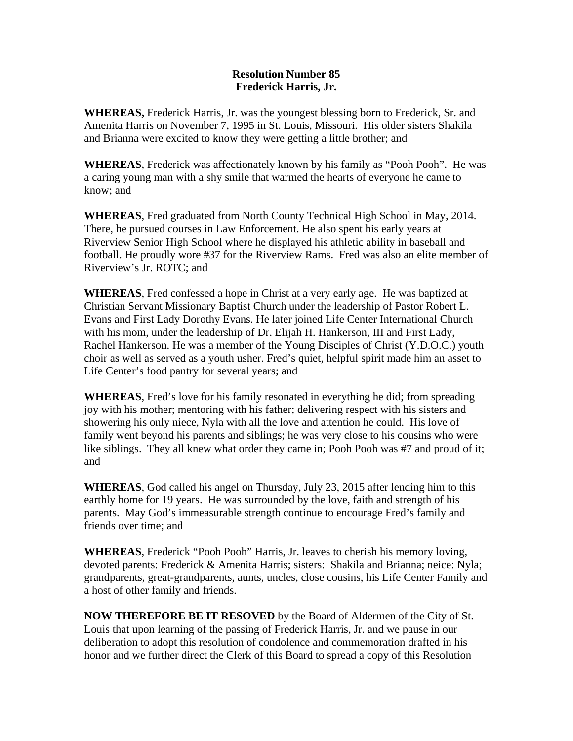**Resolution Number 85**
**Frederick Harris, Jr.**

**WHEREAS,** Frederick Harris, Jr. was the youngest blessing born to Frederick, Sr. and Amenita Harris on November 7, 1995 in St. Louis, Missouri. His older sisters Shakila and Brianna were excited to know they were getting a little brother; and

**WHEREAS**, Frederick was affectionately known by his family as "Pooh Pooh". He was a caring young man with a shy smile that warmed the hearts of everyone he came to know; and

**WHEREAS**, Fred graduated from North County Technical High School in May, 2014. There, he pursued courses in Law Enforcement. He also spent his early years at Riverview Senior High School where he displayed his athletic ability in baseball and football. He proudly wore #37 for the Riverview Rams. Fred was also an elite member of Riverview's Jr. ROTC; and

**WHEREAS**, Fred confessed a hope in Christ at a very early age. He was baptized at Christian Servant Missionary Baptist Church under the leadership of Pastor Robert L. Evans and First Lady Dorothy Evans. He later joined Life Center International Church with his mom, under the leadership of Dr. Elijah H. Hankerson, III and First Lady, Rachel Hankerson. He was a member of the Young Disciples of Christ (Y.D.O.C.) youth choir as well as served as a youth usher. Fred's quiet, helpful spirit made him an asset to Life Center's food pantry for several years; and

**WHEREAS**, Fred's love for his family resonated in everything he did; from spreading joy with his mother; mentoring with his father; delivering respect with his sisters and showering his only niece, Nyla with all the love and attention he could. His love of family went beyond his parents and siblings; he was very close to his cousins who were like siblings. They all knew what order they came in; Pooh Pooh was #7 and proud of it; and

**WHEREAS**, God called his angel on Thursday, July 23, 2015 after lending him to this earthly home for 19 years. He was surrounded by the love, faith and strength of his parents. May God's immeasurable strength continue to encourage Fred's family and friends over time; and

**WHEREAS**, Frederick "Pooh Pooh" Harris, Jr. leaves to cherish his memory loving, devoted parents: Frederick & Amenita Harris; sisters: Shakila and Brianna; neice: Nyla; grandparents, great-grandparents, aunts, uncles, close cousins, his Life Center Family and a host of other family and friends.

**NOW THEREFORE BE IT RESOVED** by the Board of Aldermen of the City of St. Louis that upon learning of the passing of Frederick Harris, Jr. and we pause in our deliberation to adopt this resolution of condolence and commemoration drafted in his honor and we further direct the Clerk of this Board to spread a copy of this Resolution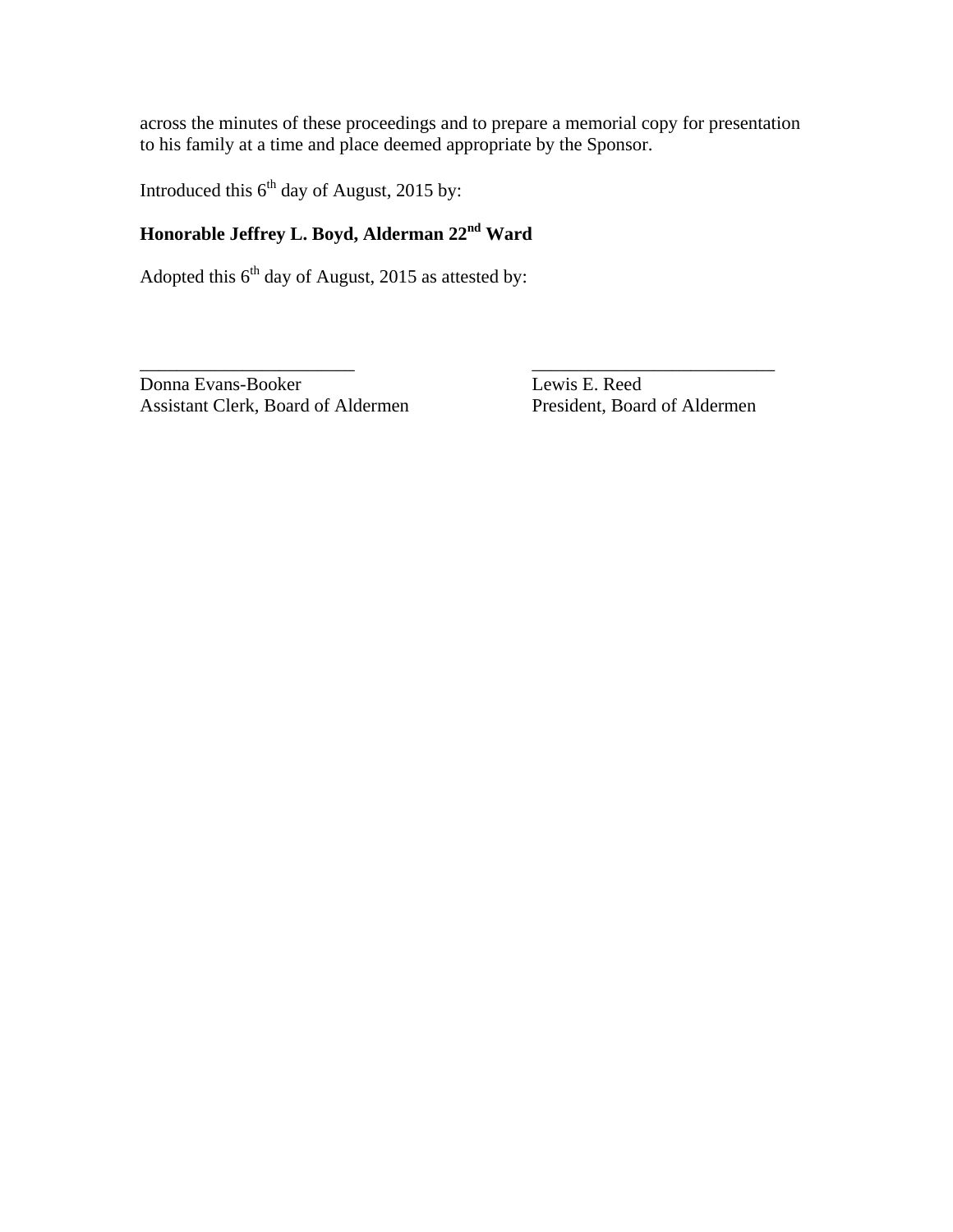across the minutes of these proceedings and to prepare a memorial copy for presentation to his family at a time and place deemed appropriate by the Sponsor.

Introduced this 6th day of August, 2015 by:

**Honorable Jeffrey L. Boyd, Alderman 22nd Ward**

Adopted this 6th day of August, 2015 as attested by:

| | |
|---|---|
| _______________________ | __________________________ |
| Donna Evans-Booker | Lewis E. Reed |
| Assistant Clerk, Board of Aldermen | President, Board of Aldermen |